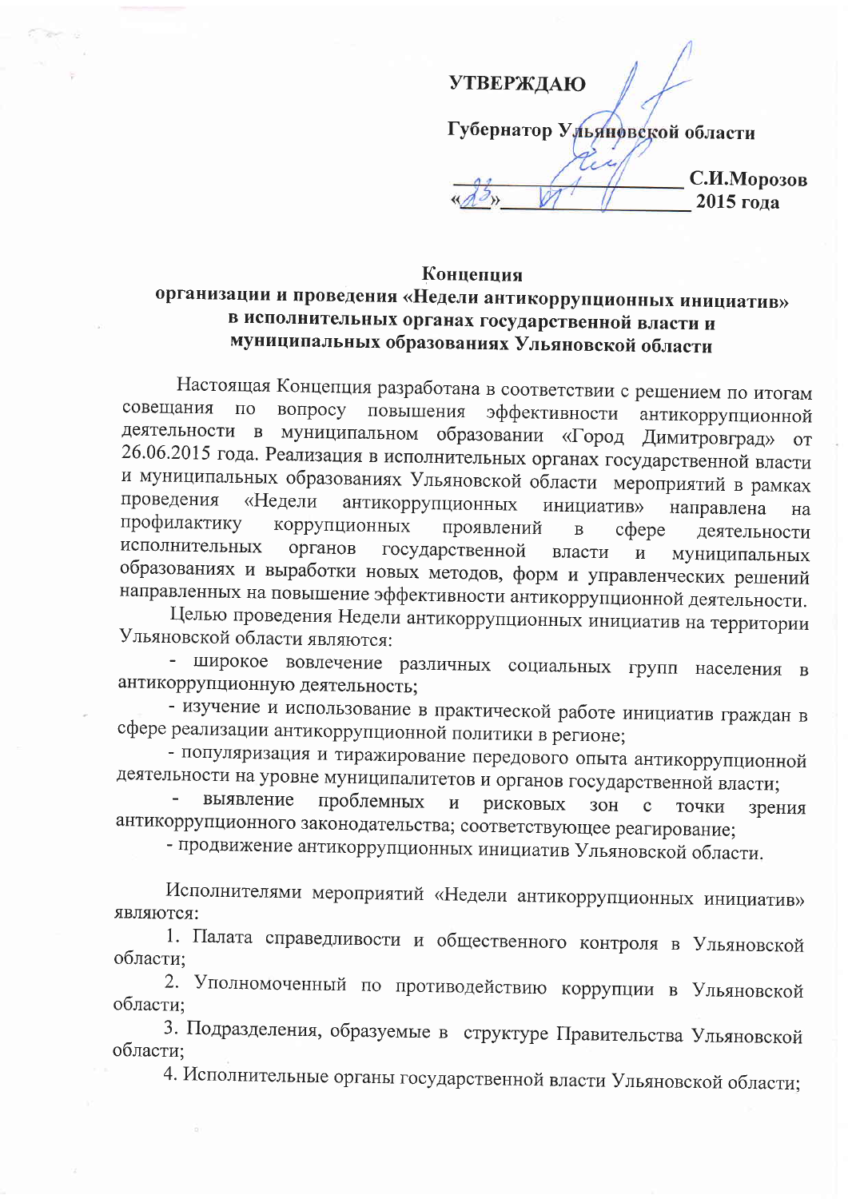**УТВЕРЖДАЮ**

**Губернатор Ульяновской области**

**_______________ С.И.Морозов**

**«23» ___ 11 ___ 2015 года**

**Концепция**
**организации и проведения «Недели антикоррупционных инициатив» в исполнительных органах государственной власти и муниципальных образованиях Ульяновской области**

Настоящая Концепция разработана в соответствии с решением по итогам совещания по вопросу повышения эффективности антикоррупционной деятельности в муниципальном образовании «Город Димитровград» от 26.06.2015 года. Реализация в исполнительных органах государственной власти и муниципальных образованиях Ульяновской области мероприятий в рамках проведения «Недели антикоррупционных инициатив» направлена на профилактику коррупционных проявлений в сфере деятельности исполнительных органов государственной власти и муниципальных образованиях и выработки новых методов, форм и управленческих решений направленных на повышение эффективности антикоррупционной деятельности.

Целью проведения Недели антикоррупционных инициатив на территории Ульяновской области являются:

- широкое вовлечение различных социальных групп населения в антикоррупционную деятельность;
- изучение и использование в практической работе инициатив граждан в сфере реализации антикоррупционной политики в регионе;
- популяризация и тиражирование передового опыта антикоррупционной деятельности на уровне муниципалитетов и органов государственной власти;
- выявление проблемных и рисковых зон с точки зрения антикоррупционного законодательства; соответствующее реагирование;
- продвижение антикоррупционных инициатив Ульяновской области.

Исполнителями мероприятий «Недели антикоррупционных инициатив» являются:

1. Палата справедливости и общественного контроля в Ульяновской области;
2. Уполномоченный по противодействию коррупции в Ульяновской области;
3. Подразделения, образуемые в структуре Правительства Ульяновской области;
4. Исполнительные органы государственной власти Ульяновской области;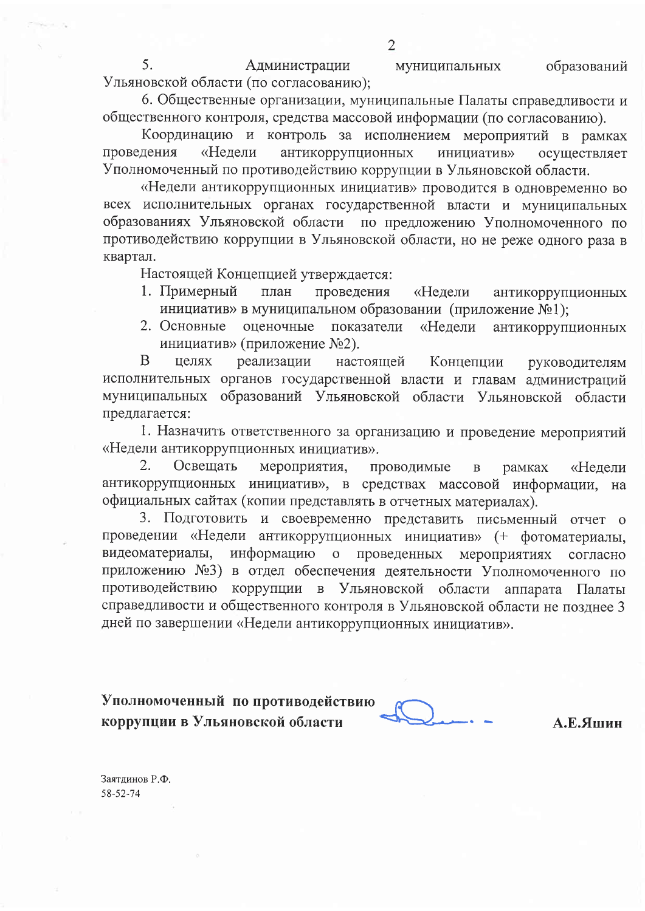5. Администрации муниципальных образований Ульяновской области (по согласованию);

6. Общественные организации, муниципальные Палаты справедливости и общественного контроля, средства массовой информации (по согласованию).

Координацию и контроль за исполнением мероприятий в рамках проведения «Недели антикоррупционных инициатив» осуществляет Уполномоченный по противодействию коррупции в Ульяновской области.

«Недели антикоррупционных инициатив» проводится в одновременно во всех исполнительных органах государственной власти и муниципальных образованиях Ульяновской области по предложению Уполномоченного по противодействию коррупции в Ульяновской области, но не реже одного раза в квартал.

Настоящей Концепцией утверждается:

1. Примерный план проведения «Недели антикоррупционных инициатив» в муниципальном образовании (приложение №1);
2. Основные оценочные показатели «Недели антикоррупционных инициатив» (приложение №2).

В целях реализации настоящей Концепции руководителям исполнительных органов государственной власти и главам администраций муниципальных образований Ульяновской области Ульяновской области предлагается:

1. Назначить ответственного за организацию и проведение мероприятий «Недели антикоррупционных инициатив».

2. Освещать мероприятия, проводимые в рамках «Недели антикоррупционных инициатив», в средствах массовой информации, на официальных сайтах (копии представлять в отчетных материалах).

3. Подготовить и своевременно представить письменный отчет о проведении «Недели антикоррупционных инициатив» (+ фотоматериалы, видеоматериалы, информацию о проведенных мероприятиях согласно приложению №3) в отдел обеспечения деятельности Уполномоченного по противодействию коррупции в Ульяновской области аппарата Палаты справедливости и общественного контроля в Ульяновской области не позднее 3 дней по завершении «Недели антикоррупционных инициатив».

**Уполномоченный по противодействию коррупции в Ульяновской области** **А.Е.Яшин**

Заятдинов Р.Ф.
58-52-74